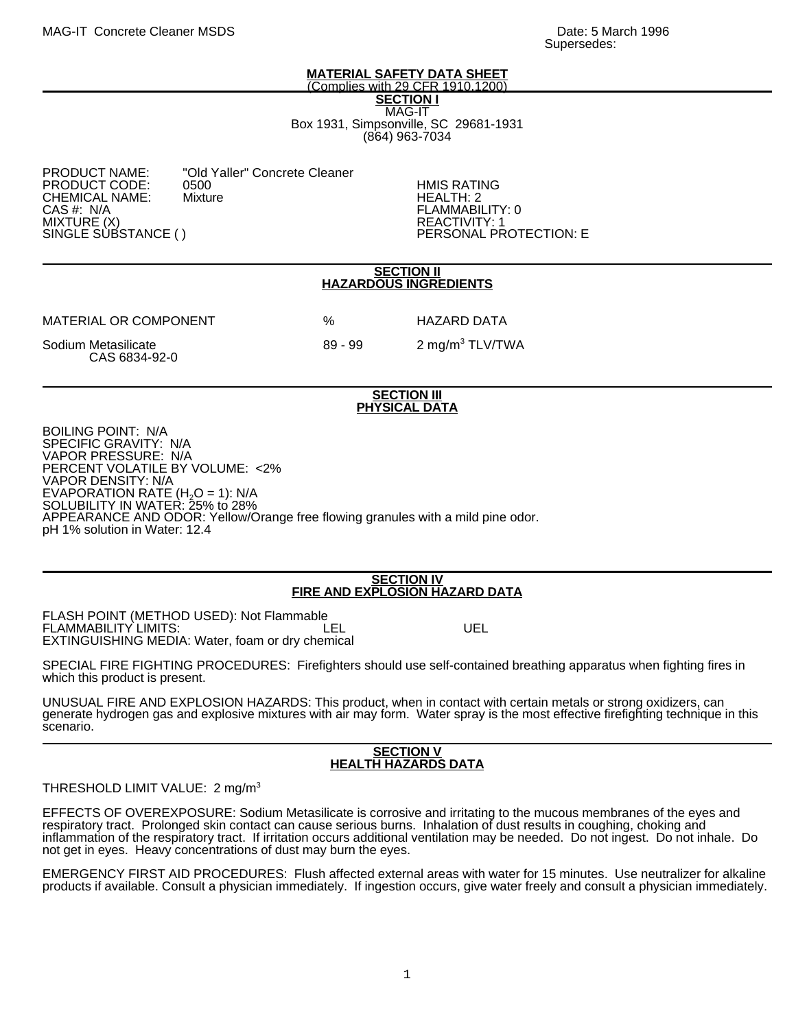MAG-IT Concrete Cleaner MSDS

Date: 5 March 1996
Supersedes:

# MATERIAL SAFETY DATA SHEET

(Complies with 29 CFR 1910.1200)

## SECTION I

MAG-IT
Box 1931, Simpsonville, SC 29681-1931
(864) 963-7034

PRODUCT NAME: "Old Yaller" Concrete Cleaner
PRODUCT CODE: 0500
CHEMICAL NAME: Mixture
CAS #: N/A
MIXTURE (X)
SINGLE SUBSTANCE ( )

HMIS RATING
HEALTH: 2
FLAMMABILITY: 0
REACTIVITY: 1
PERSONAL PROTECTION: E

## SECTION II
## HAZARDOUS INGREDIENTS

| MATERIAL OR COMPONENT | % | HAZARD DATA |
|---|---|---|
| Sodium Metasilicate CAS 6834-92-0 | 89 - 99 | 2 $mg/m^3$ TLV/TWA |

## SECTION III
## PHYSICAL DATA

BOILING POINT: N/A
SPECIFIC GRAVITY: N/A
VAPOR PRESSURE: N/A
PERCENT VOLATILE BY VOLUME: <2%
VAPOR DENSITY: N/A
EVAPORATION RATE ($H_2O$ = 1): N/A
SOLUBILITY IN WATER: 25% to 28%
APPEARANCE AND ODOR: Yellow/Orange free flowing granules with a mild pine odor.
pH 1% solution in Water: 12.4

## SECTION IV
## FIRE AND EXPLOSION HAZARD DATA

FLASH POINT (METHOD USED): Not Flammable
FLAMMABILITY LIMITS: LEL UEL
EXTINGUISHING MEDIA: Water, foam or dry chemical

SPECIAL FIRE FIGHTING PROCEDURES: Firefighters should use self-contained breathing apparatus when fighting fires in which this product is present.

UNUSUAL FIRE AND EXPLOSION HAZARDS: This product, when in contact with certain metals or strong oxidizers, can generate hydrogen gas and explosive mixtures with air may form. Water spray is the most effective firefighting technique in this scenario.

## SECTION V
## HEALTH HAZARDS DATA

THRESHOLD LIMIT VALUE: 2 $mg/m^3$

EFFECTS OF OVEREXPOSURE: Sodium Metasilicate is corrosive and irritating to the mucous membranes of the eyes and respiratory tract. Prolonged skin contact can cause serious burns. Inhalation of dust results in coughing, choking and inflammation of the respiratory tract. If irritation occurs additional ventilation may be needed. Do not ingest. Do not inhale. Do not get in eyes. Heavy concentrations of dust may burn the eyes.

EMERGENCY FIRST AID PROCEDURES: Flush affected external areas with water for 15 minutes. Use neutralizer for alkaline products if available. Consult a physician immediately. If ingestion occurs, give water freely and consult a physician immediately.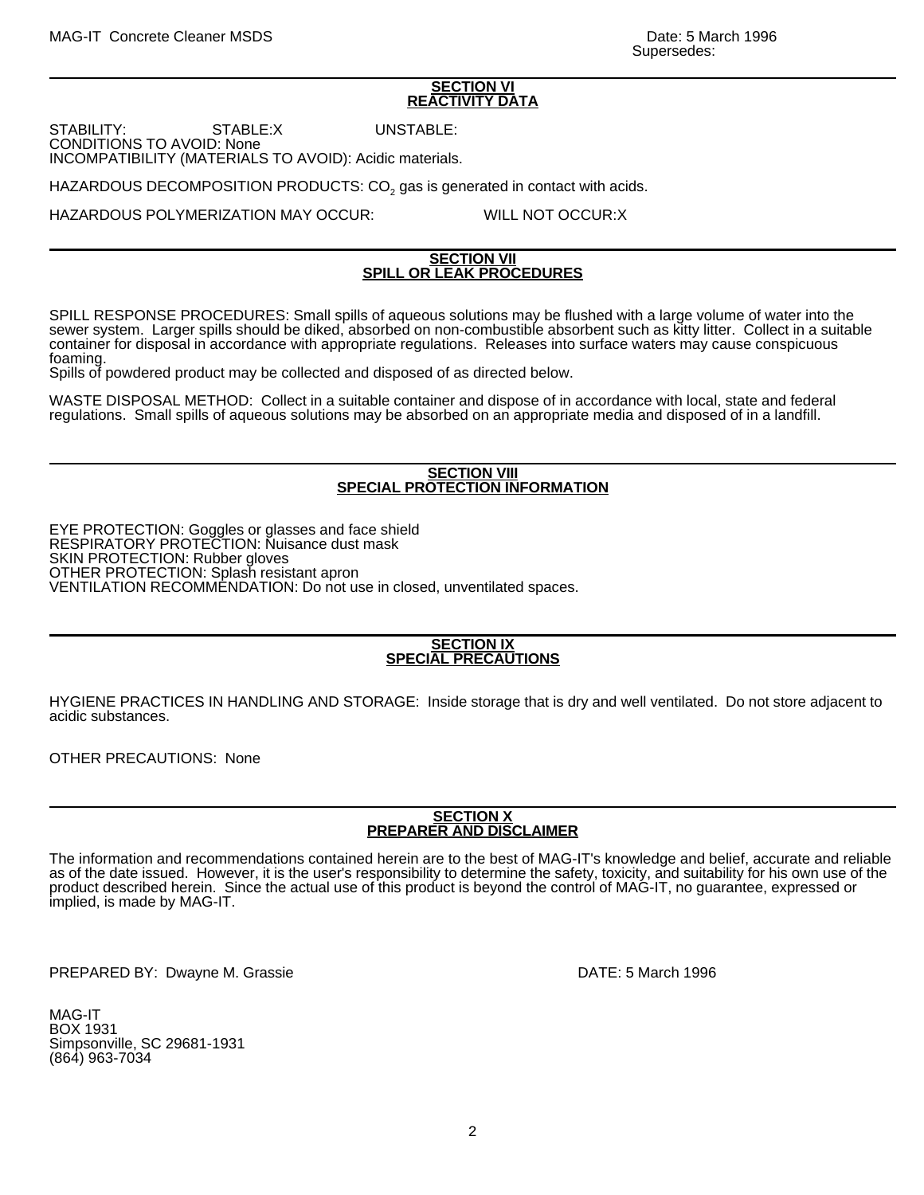## SECTION VI
## REACTIVITY DATA

STABILITY: STABLE:X UNSTABLE:
CONDITIONS TO AVOID: None
INCOMPATIBILITY (MATERIALS TO AVOID): Acidic materials.

HAZARDOUS DECOMPOSITION PRODUCTS: $CO_2$ gas is generated in contact with acids.

HAZARDOUS POLYMERIZATION MAY OCCUR: WILL NOT OCCUR:X

## SECTION VII
## SPILL OR LEAK PROCEDURES

SPILL RESPONSE PROCEDURES: Small spills of aqueous solutions may be flushed with a large volume of water into the sewer system. Larger spills should be diked, absorbed on non-combustible absorbent such as kitty litter. Collect in a suitable container for disposal in accordance with appropriate regulations. Releases into surface waters may cause conspicuous foaming.
Spills of powdered product may be collected and disposed of as directed below.

WASTE DISPOSAL METHOD: Collect in a suitable container and dispose of in accordance with local, state and federal regulations. Small spills of aqueous solutions may be absorbed on an appropriate media and disposed of in a landfill.

## SECTION VIII
## SPECIAL PROTECTION INFORMATION

EYE PROTECTION: Goggles or glasses and face shield
RESPIRATORY PROTECTION: Nuisance dust mask
SKIN PROTECTION: Rubber gloves
OTHER PROTECTION: Splash resistant apron
VENTILATION RECOMMENDATION: Do not use in closed, unventilated spaces.

## SECTION IX
## SPECIAL PRECAUTIONS

HYGIENE PRACTICES IN HANDLING AND STORAGE: Inside storage that is dry and well ventilated. Do not store adjacent to acidic substances.

OTHER PRECAUTIONS: None

## SECTION X
## PREPARER AND DISCLAIMER

The information and recommendations contained herein are to the best of MAG-IT's knowledge and belief, accurate and reliable as of the date issued. However, it is the user's responsibility to determine the safety, toxicity, and suitability for his own use of the product described herein. Since the actual use of this product is beyond the control of MAG-IT, no guarantee, expressed or implied, is made by MAG-IT.

PREPARED BY: Dwayne M. Grassie DATE: 5 March 1996

MAG-IT
BOX 1931
Simpsonville, SC 29681-1931
(864) 963-7034